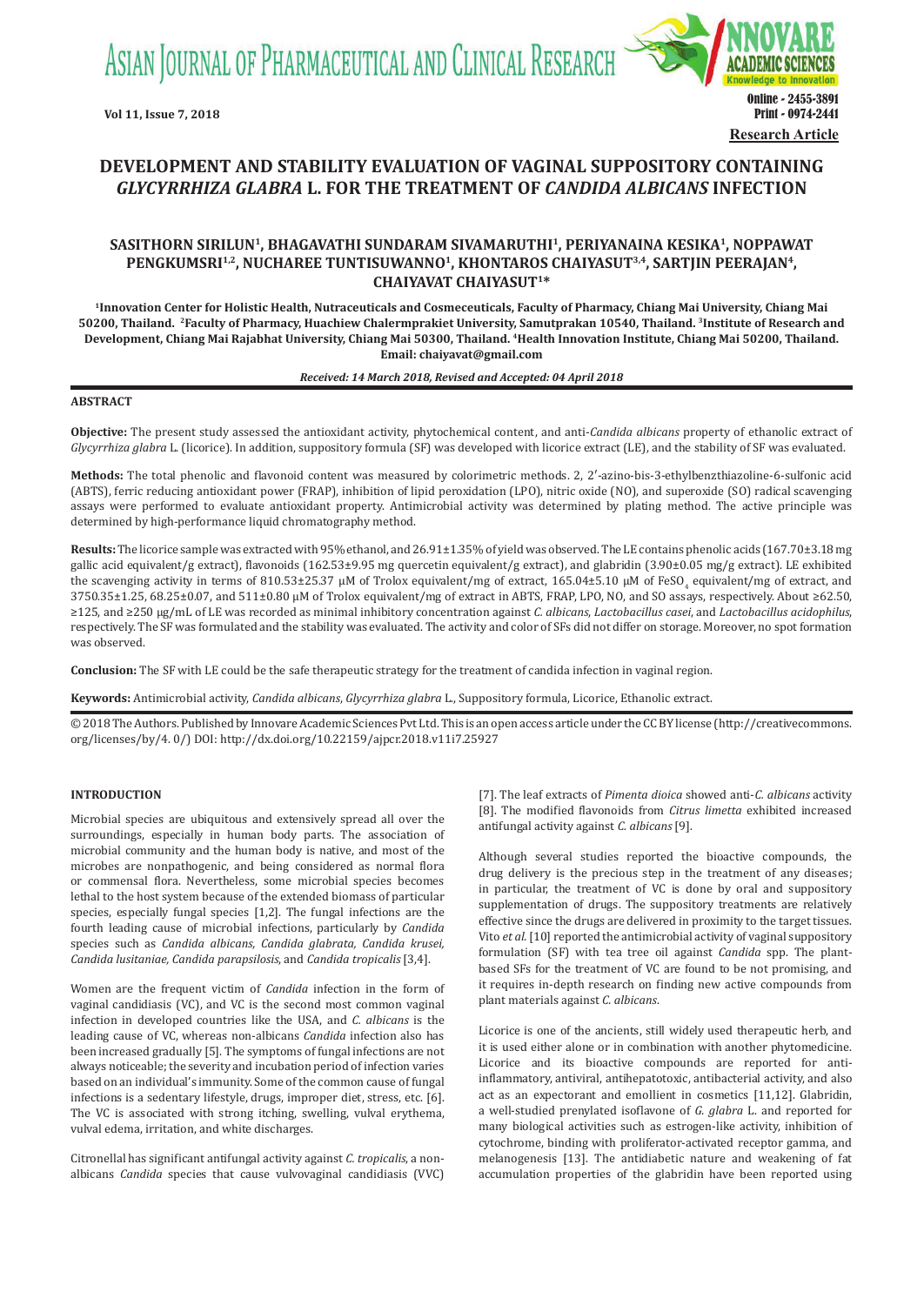Research Article

# DEVELOPMENT AND STABILITY EVALUATION OF VAGINAL SUPPOSITORY CONTAINING *GLYCYRRHIZA GLABRA* L. FOR THE TREATMENT OF *CANDIDA ALBICANS* INFECTION

**SASITHORN SIRILUN[1], BHAGAVATHI SUNDARAM SIVAMARUTHI[1], PERIYANAINA KESIKA[1], NOPPAWAT PENGKUMSRI[1,2], NUCHAREE TUNTISUWANNO[1], KHONTAROS CHAIYASUT[3,4], SARTJIN PEERAJAN[4], CHAIYAVAT CHAIYASUT[1]\***

[1]Innovation Center for Holistic Health, Nutraceuticals and Cosmeceuticals, Faculty of Pharmacy, Chiang Mai University, Chiang Mai 50200, Thailand. [2]Faculty of Pharmacy, Huachiew Chalermprakiet University, Samutprakan 10540, Thailand. [3]Institute of Research and Development, Chiang Mai Rajabhat University, Chiang Mai 50300, Thailand. [4]Health Innovation Institute, Chiang Mai 50200, Thailand. Email: chaiyavat@gmail.com

*Received: 14 March 2018, Revised and Accepted: 04 April 2018*

## ABSTRACT

**Objective:** The present study assessed the antioxidant activity, phytochemical content, and anti-*Candida albicans* property of ethanolic extract of *Glycyrrhiza glabra* L. (licorice). In addition, suppository formula (SF) was developed with licorice extract (LE), and the stability of SF was evaluated.

**Methods:** The total phenolic and flavonoid content was measured by colorimetric methods. 2, 2′-azino-bis-3-ethylbenzthiazoline-6-sulfonic acid (ABTS), ferric reducing antioxidant power (FRAP), inhibition of lipid peroxidation (LPO), nitric oxide (NO), and superoxide (SO) radical scavenging assays were performed to evaluate antioxidant property. Antimicrobial activity was determined by plating method. The active principle was determined by high-performance liquid chromatography method.

**Results:** The licorice sample was extracted with 95% ethanol, and 26.91±1.35% of yield was observed. The LE contains phenolic acids (167.70±3.18 mg gallic acid equivalent/g extract), flavonoids (162.53±9.95 mg quercetin equivalent/g extract), and glabridin (3.90±0.05 mg/g extract). LE exhibited the scavenging activity in terms of 810.53±25.37 µM of Trolox equivalent/mg of extract, 165.04±5.10 µM of $FeSO_4$ equivalent/mg of extract, and 3750.35±1.25, 68.25±0.07, and 511±0.80 µM of Trolox equivalent/mg of extract in ABTS, FRAP, LPO, NO, and SO assays, respectively. About ≥62.50, ≥125, and ≥250 µg/mL of LE was recorded as minimal inhibitory concentration against *C. albicans*, *Lactobacillus casei*, and *Lactobacillus acidophilus*, respectively. The SF was formulated and the stability was evaluated. The activity and color of SFs did not differ on storage. Moreover, no spot formation was observed.

**Conclusion:** The SF with LE could be the safe therapeutic strategy for the treatment of candida infection in vaginal region.

**Keywords:** Antimicrobial activity, *Candida albicans*, *Glycyrrhiza glabra* L., Suppository formula, Licorice, Ethanolic extract.

© 2018 The Authors. Published by Innovare Academic Sciences Pvt Ltd. This is an open access article under the CC BY license (http://creativecommons.org/licenses/by/4. 0/) DOI: http://dx.doi.org/10.22159/ajpcr.2018.v11i7.25927

## INTRODUCTION

Microbial species are ubiquitous and extensively spread all over the surroundings, especially in human body parts. The association of microbial community and the human body is native, and most of the microbes are nonpathogenic, and being considered as normal flora or commensal flora. Nevertheless, some microbial species becomes lethal to the host system because of the extended biomass of particular species, especially fungal species [1,2]. The fungal infections are the fourth leading cause of microbial infections, particularly by *Candida* species such as *Candida albicans, Candida glabrata, Candida krusei, Candida lusitaniae, Candida parapsilosis*, and *Candida tropicalis* [3,4].

Women are the frequent victim of *Candida* infection in the form of vaginal candidiasis (VC), and VC is the second most common vaginal infection in developed countries like the USA, and *C. albicans* is the leading cause of VC, whereas non-albicans *Candida* infection also has been increased gradually [5]. The symptoms of fungal infections are not always noticeable; the severity and incubation period of infection varies based on an individual's immunity. Some of the common cause of fungal infections is a sedentary lifestyle, drugs, improper diet, stress, etc. [6]. The VC is associated with strong itching, swelling, vulval erythema, vulval edema, irritation, and white discharges.

Citronellal has significant antifungal activity against *C. tropicalis*, a non-albicans *Candida* species that cause vulvovaginal candidiasis (VVC) [7]. The leaf extracts of *Pimenta dioica* showed anti-*C. albicans* activity [8]. The modified flavonoids from *Citrus limetta* exhibited increased antifungal activity against *C. albicans* [9].

Although several studies reported the bioactive compounds, the drug delivery is the precious step in the treatment of any diseases; in particular, the treatment of VC is done by oral and suppository supplementation of drugs. The suppository treatments are relatively effective since the drugs are delivered in proximity to the target tissues. Vito *et al.* [10] reported the antimicrobial activity of vaginal suppository formulation (SF) with tea tree oil against *Candida* spp. The plant-based SFs for the treatment of VC are found to be not promising, and it requires in-depth research on finding new active compounds from plant materials against *C. albicans*.

Licorice is one of the ancients, still widely used therapeutic herb, and it is used either alone or in combination with another phytomedicine. Licorice and its bioactive compounds are reported for anti-inflammatory, antiviral, antihepatotoxic, antibacterial activity, and also act as an expectorant and emollient in cosmetics [11,12]. Glabridin, a well-studied prenylated isoflavone of *G. glabra* L. and reported for many biological activities such as estrogen-like activity, inhibition of cytochrome, binding with proliferator-activated receptor gamma, and melanogenesis [13]. The antidiabetic nature and weakening of fat accumulation properties of the glabridin have been reported using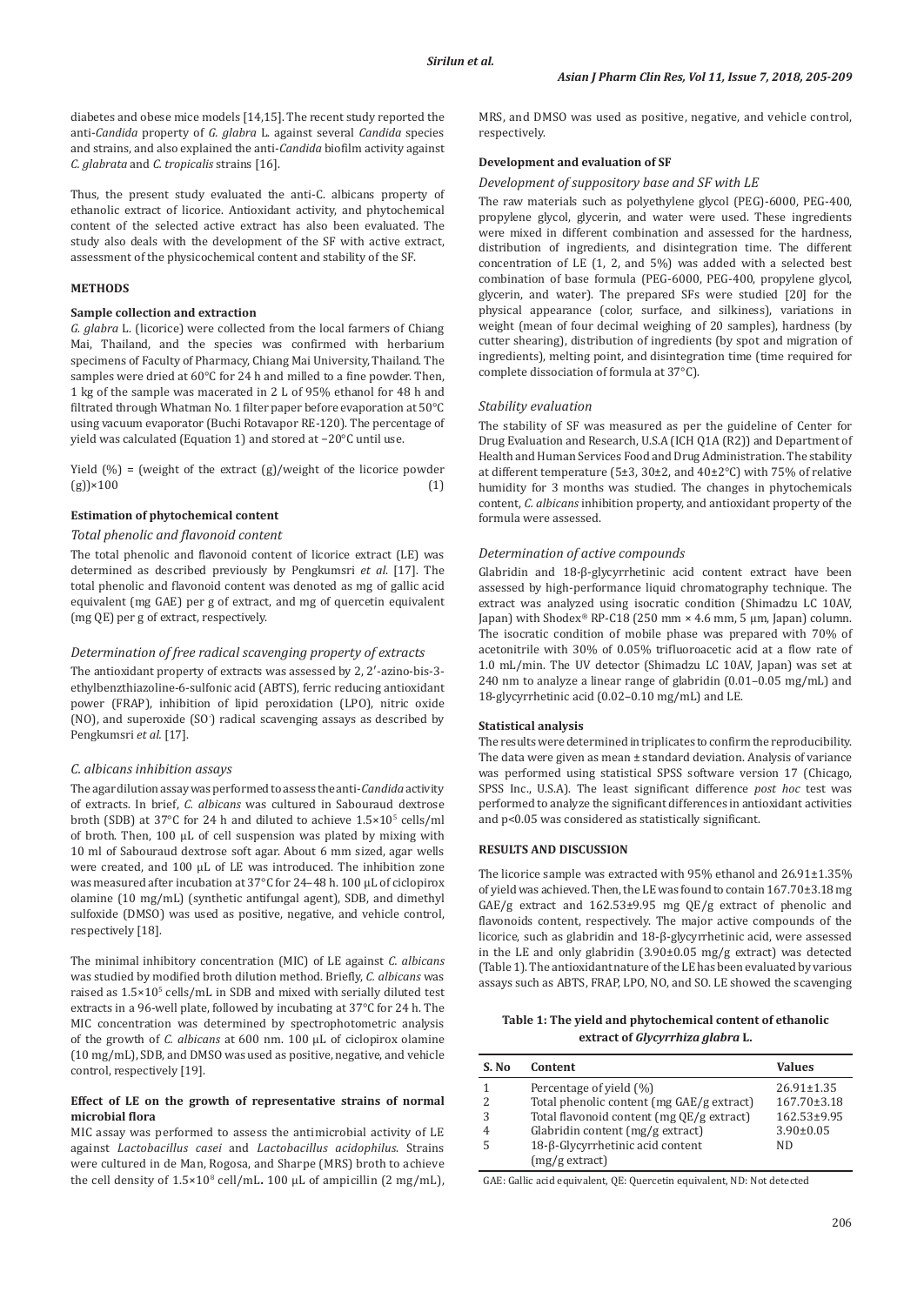diabetes and obese mice models [14,15]. The recent study reported the anti-*Candida* property of *G. glabra* L. against several *Candida* species and strains, and also explained the anti-*Candida* biofilm activity against *C. glabrata* and *C. tropicalis* strains [16].

Thus, the present study evaluated the anti-C. albicans property of ethanolic extract of licorice. Antioxidant activity, and phytochemical content of the selected active extract has also been evaluated. The study also deals with the development of the SF with active extract, assessment of the physicochemical content and stability of the SF.

## METHODS

### Sample collection and extraction

*G. glabra* L. (licorice) were collected from the local farmers of Chiang Mai, Thailand, and the species was confirmed with herbarium specimens of Faculty of Pharmacy, Chiang Mai University, Thailand. The samples were dried at 60°C for 24 h and milled to a fine powder. Then, 1 kg of the sample was macerated in 2 L of 95% ethanol for 48 h and filtrated through Whatman No. 1 filter paper before evaporation at 50°C using vacuum evaporator (Buchi Rotavapor RE-120). The percentage of yield was calculated (Equation 1) and stored at −20°C until use.

$$\text{Yield (\%)} = (\text{weight of the extract (g)}/\text{weight of the licorice powder (g)}) \times 100 \quad (1)$$

### Estimation of phytochemical content

#### *Total phenolic and flavonoid content*

The total phenolic and flavonoid content of licorice extract (LE) was determined as described previously by Pengkumsri *et al.* [17]. The total phenolic and flavonoid content was denoted as mg of gallic acid equivalent (mg GAE) per g of extract, and mg of quercetin equivalent (mg QE) per g of extract, respectively.

#### *Determination of free radical scavenging property of extracts*

The antioxidant property of extracts was assessed by 2, 2′-azino-bis-3-ethylbenzthiazoline-6-sulfonic acid (ABTS), ferric reducing antioxidant power (FRAP), inhibition of lipid peroxidation (LPO), nitric oxide (NO), and superoxide ($SO^{-}$) radical scavenging assays as described by Pengkumsri *et al.* [17].

#### *C. albicans inhibition assays*

The agar dilution assay was performed to assess the anti-*Candida* activity of extracts. In brief, *C. albicans* was cultured in Sabouraud dextrose broth (SDB) at 37°C for 24 h and diluted to achieve $1.5\times10^{5}$ cells/ml of broth. Then, 100 µL of cell suspension was plated by mixing with 10 ml of Sabouraud dextrose soft agar. About 6 mm sized, agar wells were created, and 100 µL of LE was introduced. The inhibition zone was measured after incubation at 37°C for 24–48 h. 100 µL of ciclopirox olamine (10 mg/mL) (synthetic antifungal agent), SDB, and dimethyl sulfoxide (DMSO) was used as positive, negative, and vehicle control, respectively [18].

The minimal inhibitory concentration (MIC) of LE against *C. albicans* was studied by modified broth dilution method. Briefly, *C. albicans* was raised as $1.5\times10^{5}$ cells/mL in SDB and mixed with serially diluted test extracts in a 96-well plate, followed by incubating at 37°C for 24 h. The MIC concentration was determined by spectrophotometric analysis of the growth of *C. albicans* at 600 nm. 100 µL of ciclopirox olamine (10 mg/mL), SDB, and DMSO was used as positive, negative, and vehicle control, respectively [19].

### Effect of LE on the growth of representative strains of normal microbial flora

MIC assay was performed to assess the antimicrobial activity of LE against *Lactobacillus casei* and *Lactobacillus acidophilus*. Strains were cultured in de Man, Rogosa, and Sharpe (MRS) broth to achieve the cell density of $1.5\times10^{8}$ cell/mL**.** 100 µL of ampicillin (2 mg/mL), MRS, and DMSO was used as positive, negative, and vehicle control, respectively.

### Development and evaluation of SF

#### *Development of suppository base and SF with LE*

The raw materials such as polyethylene glycol (PEG)-6000, PEG-400, propylene glycol, glycerin, and water were used. These ingredients were mixed in different combination and assessed for the hardness, distribution of ingredients, and disintegration time. The different concentration of LE (1, 2, and 5%) was added with a selected best combination of base formula (PEG-6000, PEG-400, propylene glycol, glycerin, and water). The prepared SFs were studied [20] for the physical appearance (color, surface, and silkiness), variations in weight (mean of four decimal weighing of 20 samples), hardness (by cutter shearing), distribution of ingredients (by spot and migration of ingredients), melting point, and disintegration time (time required for complete dissociation of formula at 37°C).

#### *Stability evaluation*

The stability of SF was measured as per the guideline of Center for Drug Evaluation and Research, U.S.A (ICH Q1A (R2)) and Department of Health and Human Services Food and Drug Administration. The stability at different temperature (5±3, 30±2, and 40±2°C) with 75% of relative humidity for 3 months was studied. The changes in phytochemicals content, *C. albicans* inhibition property, and antioxidant property of the formula were assessed.

#### *Determination of active compounds*

Glabridin and 18-β-glycyrrhetinic acid content extract have been assessed by high-performance liquid chromatography technique. The extract was analyzed using isocratic condition (Shimadzu LC 10AV, Japan) with Shodex® RP-C18 (250 mm × 4.6 mm, 5 µm, Japan) column. The isocratic condition of mobile phase was prepared with 70% of acetonitrile with 30% of 0.05% trifluoroacetic acid at a flow rate of 1.0 mL/min. The UV detector (Shimadzu LC 10AV, Japan) was set at 240 nm to analyze a linear range of glabridin (0.01–0.05 mg/mL) and 18-glycyrrhetinic acid (0.02–0.10 mg/mL) and LE.

### Statistical analysis

The results were determined in triplicates to confirm the reproducibility. The data were given as mean ± standard deviation. Analysis of variance was performed using statistical SPSS software version 17 (Chicago, SPSS Inc., U.S.A). The least significant difference *post hoc* test was performed to analyze the significant differences in antioxidant activities and $p<0.05$ was considered as statistically significant.

## RESULTS AND DISCUSSION

The licorice sample was extracted with 95% ethanol and 26.91±1.35% of yield was achieved. Then, the LE was found to contain 167.70±3.18 mg GAE/g extract and 162.53±9.95 mg QE/g extract of phenolic and flavonoids content, respectively. The major active compounds of the licorice, such as glabridin and 18-β-glycyrrhetinic acid, were assessed in the LE and only glabridin (3.90±0.05 mg/g extract) was detected (Table 1). The antioxidant nature of the LE has been evaluated by various assays such as ABTS, FRAP, LPO, NO, and SO. LE showed the scavenging

**Table 1: The yield and phytochemical content of ethanolic extract of *Glycyrrhiza glabra* L.**

| S. No | Content | Values |
|---|---|---|
| 1 | Percentage of yield (%) | 26.91±1.35 |
| 2 | Total phenolic content (mg GAE/g extract) | 167.70±3.18 |
| 3 | Total flavonoid content (mg QE/g extract) | 162.53±9.95 |
| 4 | Glabridin content (mg/g extract) | 3.90±0.05 |
| 5 | 18-β-Glycyrrhetinic acid content (mg/g extract) | ND |

GAE: Gallic acid equivalent, QE: Quercetin equivalent, ND: Not detected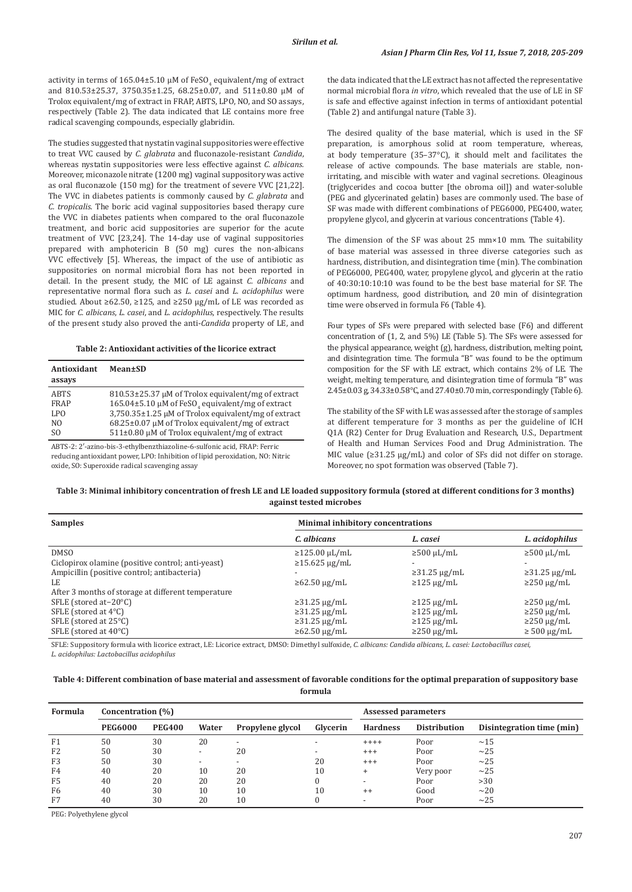activity in terms of 165.04±5.10 μM of $FeSO_4$ equivalent/mg of extract and 810.53±25.37, 3750.35±1.25, 68.25±0.07, and 511±0.80 μM of Trolox equivalent/mg of extract in FRAP, ABTS, LPO, NO, and SO assays, respectively (Table 2). The data indicated that LE contains more free radical scavenging compounds, especially glabridin.

The studies suggested that nystatin vaginal suppositories were effective to treat VVC caused by *C. glabrata* and fluconazole-resistant *Candida*, whereas nystatin suppositories were less effective against *C. albicans*. Moreover, miconazole nitrate (1200 mg) vaginal suppository was active as oral fluconazole (150 mg) for the treatment of severe VVC [21,22]. The VVC in diabetes patients is commonly caused by *C. glabrata* and *C. tropicalis*. The boric acid vaginal suppositories based therapy cure the VVC in diabetes patients when compared to the oral fluconazole treatment, and boric acid suppositories are superior for the acute treatment of VVC [23,24]. The 14-day use of vaginal suppositories prepared with amphotericin B (50 mg) cures the non-albicans VVC effectively [5]. Whereas, the impact of the use of antibiotic as suppositories on normal microbial flora has not been reported in detail. In the present study, the MIC of LE against *C. albicans* and representative normal flora such as *L. casei* and *L. acidophilus* were studied. About ≥62.50, ≥125, and ≥250 μg/mL of LE was recorded as MIC for *C. albicans*, *L. casei*, and *L. acidophilus*, respectively. The results of the present study also proved the anti-*Candida* property of LE, and the data indicated that the LE extract has not affected the representative normal microbial flora *in vitro*, which revealed that the use of LE in SF is safe and effective against infection in terms of antioxidant potential (Table 2) and antifungal nature (Table 3).

**Table 2: Antioxidant activities of the licorice extract**

| Antioxidant assays | Mean±SD |
|---|---|
| ABTS | 810.53±25.37 μM of Trolox equivalent/mg of extract |
| FRAP | 165.04±5.10 μM of $FeSO_4$ equivalent/mg of extract |
| LPO | 3,750.35±1.25 μM of Trolox equivalent/mg of extract |
| NO | 68.25±0.07 μM of Trolox equivalent/mg of extract |
| SO | 511±0.80 μM of Trolox equivalent/mg of extract |

ABTS-2: 2′-azino-bis-3-ethylbenzthiazoline-6-sulfonic acid, FRAP: Ferric reducing antioxidant power, LPO: Inhibition of lipid peroxidation, NO: Nitric oxide, SO: Superoxide radical scavenging assay

The desired quality of the base material, which is used in the SF preparation, is amorphous solid at room temperature, whereas, at body temperature (35–37°C), it should melt and facilitates the release of active compounds. The base materials are stable, non-irritating, and miscible with water and vaginal secretions. Oleaginous (triglycerides and cocoa butter [the obroma oil]) and water-soluble (PEG and glycerinated gelatin) bases are commonly used. The base of SF was made with different combinations of PEG6000, PEG400, water, propylene glycol, and glycerin at various concentrations (Table 4).

The dimension of the SF was about 25 mm×10 mm. The suitability of base material was assessed in three diverse categories such as hardness, distribution, and disintegration time (min). The combination of PEG6000, PEG400, water, propylene glycol, and glycerin at the ratio of 40:30:10:10:10 was found to be the best base material for SF. The optimum hardness, good distribution, and 20 min of disintegration time were observed in formula F6 (Table 4).

Four types of SFs were prepared with selected base (F6) and different concentration of (1, 2, and 5%) LE (Table 5). The SFs were assessed for the physical appearance, weight (g), hardness, distribution, melting point, and disintegration time. The formula "B" was found to be the optimum composition for the SF with LE extract, which contains 2% of LE. The weight, melting temperature, and disintegration time of formula "B" was 2.45±0.03 g, 34.33±0.58°C, and 27.40±0.70 min, correspondingly (Table 6).

The stability of the SF with LE was assessed after the storage of samples at different temperature for 3 months as per the guideline of ICH Q1A (R2) Center for Drug Evaluation and Research, U.S., Department of Health and Human Services Food and Drug Administration. The MIC value (≥31.25 μg/mL) and color of SFs did not differ on storage. Moreover, no spot formation was observed (Table 7).

**Table 3: Minimal inhibitory concentration of fresh LE and LE loaded suppository formula (stored at different conditions for 3 months) against tested microbes**

| Samples | Minimal inhibitory concentrations | | |
|---|---|---|---|
| | *C. albicans* | *L. casei* | *L. acidophilus* |
| DMSO | ≥125.00 μL/mL | ≥500 μL/mL | ≥500 μL/mL |
| Ciclopirox olamine (positive control; anti-yeast) | ≥15.625 μg/mL | - | - |
| Ampicillin (positive control; antibacteria) | - | ≥31.25 μg/mL | ≥31.25 μg/mL |
| LE | ≥62.50 μg/mL | ≥125 μg/mL | ≥250 μg/mL |
| After 3 months of storage at different temperature | | | |
| SFLE (stored at−20°C) | ≥31.25 μg/mL | ≥125 μg/mL | ≥250 μg/mL |
| SFLE (stored at 4°C) | ≥31.25 μg/mL | ≥125 μg/mL | ≥250 μg/mL |
| SFLE (stored at 25°C) | ≥31.25 μg/mL | ≥125 μg/mL | ≥250 μg/mL |
| SFLE (stored at 40°C) | ≥62.50 μg/mL | ≥250 μg/mL | ≥ 500 μg/mL |

SFLE: Suppository formula with licorice extract, LE: Licorice extract, DMSO: Dimethyl sulfoxide, *C. albicans: Candida albicans, L. casei: Lactobacillus casei, L. acidophilus: Lactobacillus acidophilus*

**Table 4: Different combination of base material and assessment of favorable conditions for the optimal preparation of suppository base formula**

| Formula | Concentration (%) | | | | | Assessed parameters | | |
|---|---|---|---|---|---|---|---|---|
| | PEG6000 | PEG400 | Water | Propylene glycol | Glycerin | Hardness | Distribution | Disintegration time (min) |
| F1 | 50 | 30 | 20 | - | - | ++++ | Poor | ~15 |
| F2 | 50 | 30 | - | 20 | - | +++ | Poor | ~25 |
| F3 | 50 | 30 | - | - | 20 | +++ | Poor | ~25 |
| F4 | 40 | 20 | 10 | 20 | 10 | + | Very poor | ~25 |
| F5 | 40 | 20 | 20 | 20 | 0 | - | Poor | >30 |
| F6 | 40 | 30 | 10 | 10 | 10 | ++ | Good | ~20 |
| F7 | 40 | 30 | 20 | 10 | 0 | - | Poor | ~25 |

PEG: Polyethylene glycol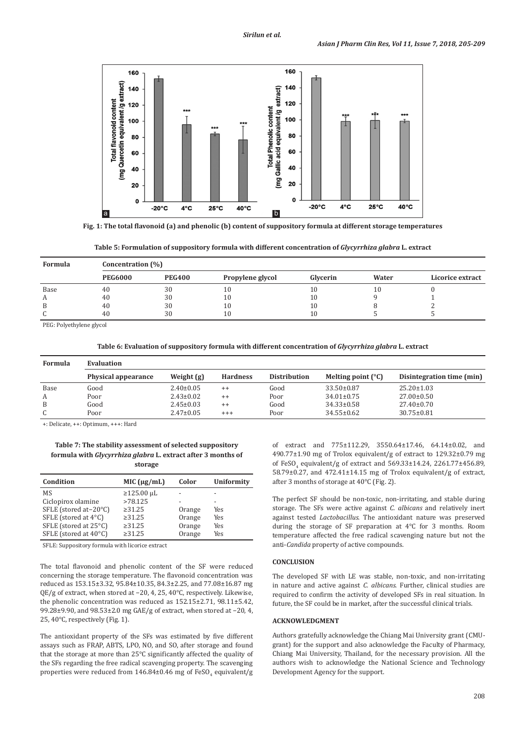Fig. 1: The total flavonoid (a) and phenolic (b) content of suppository formula at different storage temperatures

**Table 5: Formulation of suppository formula with different concentration of *Glycyrrhiza glabra* L. extract**

| Formula | Concentration (%) | | | | | |
|---|---|---|---|---|---|---|
| | PEG6000 | PEG400 | Propylene glycol | Glycerin | Water | Licorice extract |
| Base | 40 | 30 | 10 | 10 | 10 | 0 |
| A | 40 | 30 | 10 | 10 | 9 | 1 |
| B | 40 | 30 | 10 | 10 | 8 | 2 |
| C | 40 | 30 | 10 | 10 | 5 | 5 |

PEG: Polyethylene glycol

**Table 6: Evaluation of suppository formula with different concentration of *Glycyrrhiza glabra* L. extract**

| Formula | Evaluation | | | | | |
|---|---|---|---|---|---|---|
| | Physical appearance | Weight (g) | Hardness | Distribution | Melting point (°C) | Disintegration time (min) |
| Base | Good | 2.40±0.05 | ++ | Good | 33.50±0.87 | 25.20±1.03 |
| A | Poor | 2.43±0.02 | ++ | Poor | 34.01±0.75 | 27.00±0.50 |
| B | Good | 2.45±0.03 | ++ | Good | 34.33±0.58 | 27.40±0.70 |
| C | Poor | 2.47±0.05 | +++ | Poor | 34.55±0.62 | 30.75±0.81 |

+: Delicate, ++: Optimum, +++: Hard

**Table 7: The stability assessment of selected suppository formula with *Glycyrrhiza glabra* L. extract after 3 months of storage**

| Condition | MIC (μg/mL) | Color | Uniformity |
|---|---|---|---|
| MS | ≥125.00 μL | - | - |
| Ciclopirox olamine | >78.125 | - | - |
| SFLE (stored at−20°C) | ≥31.25 | Orange | Yes |
| SFLE (stored at 4°C) | ≥31.25 | Orange | Yes |
| SFLE (stored at 25°C) | ≥31.25 | Orange | Yes |
| SFLE (stored at 40°C) | ≥31.25 | Orange | Yes |

SFLE: Suppository formula with licorice extract

The total flavonoid and phenolic content of the SF were reduced concerning the storage temperature. The flavonoid concentration was reduced as 153.15±3.32, 95.84±10.35, 84.3±2.25, and 77.08±16.87 mg QE/g of extract, when stored at −20, 4, 25, 40°C, respectively. Likewise, the phenolic concentration was reduced as 152.15±2.71, 98.11±5.42, 99.28±9.90, and 98.53±2.0 mg GAE/g of extract, when stored at −20, 4, 25, 40°C, respectively (Fig. 1).

The antioxidant property of the SFs was estimated by five different assays such as FRAP, ABTS, LPO, NO, and SO, after storage and found that the storage at more than 25°C significantly affected the quality of the SFs regarding the free radical scavenging property. The scavenging properties were reduced from 146.84±0.46 mg of $FeSO_4$ equivalent/g of extract and 775±112.29, 3550.64±17.46, 64.14±0.02, and 490.77±1.90 mg of Trolox equivalent/g of extract to 129.32±0.79 mg of $FeSO_4$ equivalent/g of extract and 569.33±14.24, 2261.77±456.89, 58.79±0.27, and 472.41±14.15 mg of Trolox equivalent/g of extract, after 3 months of storage at 40°C (Fig. 2).

The perfect SF should be non-toxic, non-irritating, and stable during storage. The SFs were active against *C. albicans* and relatively inert against tested *Lactobacillus*. The antioxidant nature was preserved during the storage of SF preparation at 4°C for 3 months. Room temperature affected the free radical scavenging nature but not the anti-*Candida* property of active compounds.

## CONCLUSION

The developed SF with LE was stable, non-toxic, and non-irritating in nature and active against *C. albicans*. Further, clinical studies are required to confirm the activity of developed SFs in real situation. In future, the SF could be in market, after the successful clinical trials.

## ACKNOWLEDGMENT

Authors gratefully acknowledge the Chiang Mai University grant (CMU-grant) for the support and also acknowledge the Faculty of Pharmacy, Chiang Mai University, Thailand, for the necessary provision. All the authors wish to acknowledge the National Science and Technology Development Agency for the support.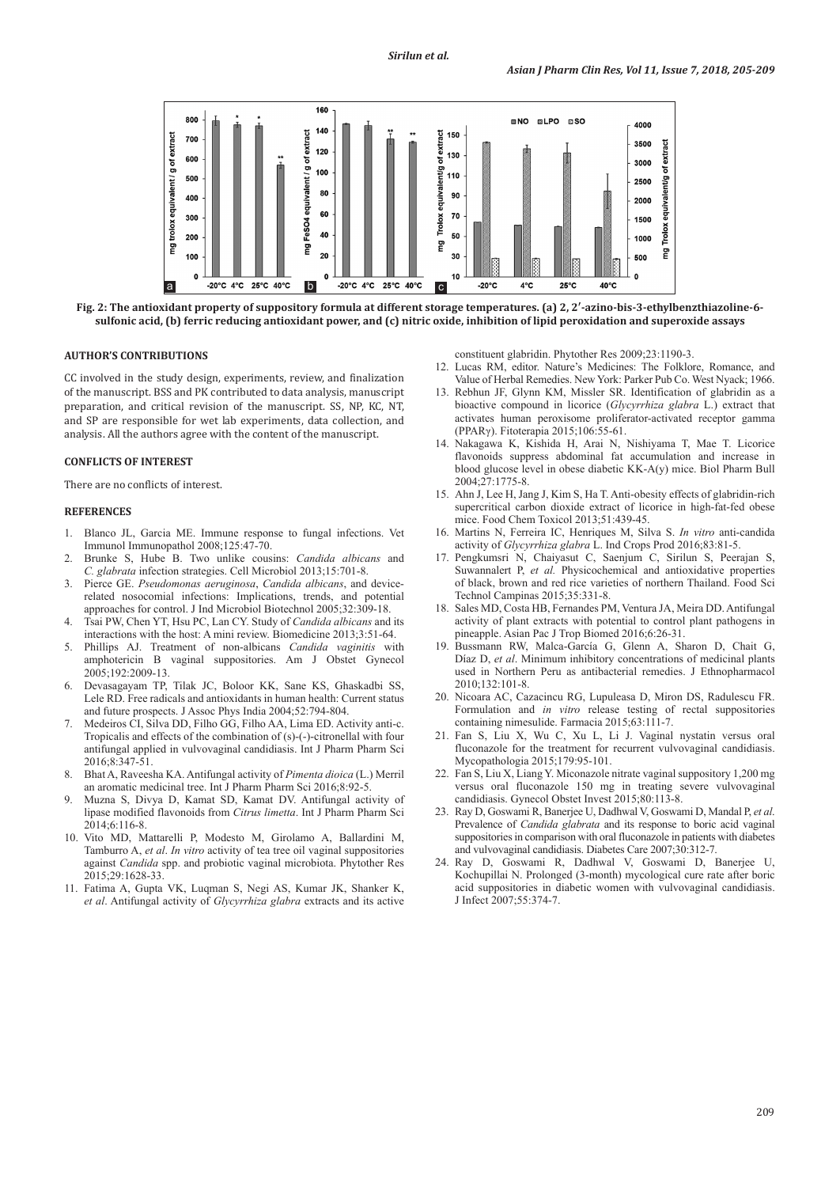a

800
700
600
500
400
300
200
100
0

mg trolox equivalent / g of extract

-20°C 4°C 25°C 40°C

b

160
140
120
100
80
60
40
20
0

mg FeSO4 equivalent / g of extract

-20°C 4°C 25°C 40°C

c

NO LPO SO

150
130
110
90
70
50
30
10

mg Trolox equivalent/g of extract

4000
3500
3000
2500
2000
1500
1000
500
0

mg Trolox equivalent/g of extract

-20°C 4°C 25°C 40°C

**Fig. 2: The antioxidant property of suppository formula at different storage temperatures. (a) 2, 2′-azino-bis-3-ethylbenzthiazoline-6-sulfonic acid, (b) ferric reducing antioxidant power, and (c) nitric oxide, inhibition of lipid peroxidation and superoxide assays**

## AUTHOR'S CONTRIBUTIONS

CC involved in the study design, experiments, review, and finalization of the manuscript. BSS and PK contributed to data analysis, manuscript preparation, and critical revision of the manuscript. SS, NP, KC, NT, and SP are responsible for wet lab experiments, data collection, and analysis. All the authors agree with the content of the manuscript.

## CONFLICTS OF INTEREST

There are no conflicts of interest.

## REFERENCES

1. Blanco JL, Garcia ME. Immune response to fungal infections. Vet Immunol Immunopathol 2008;125:47-70.
2. Brunke S, Hube B. Two unlike cousins: *Candida albicans* and *C. glabrata* infection strategies. Cell Microbiol 2013;15:701-8.
3. Pierce GE. *Pseudomonas aeruginosa*, *Candida albicans*, and device-related nosocomial infections: Implications, trends, and potential approaches for control. J Ind Microbiol Biotechnol 2005;32:309-18.
4. Tsai PW, Chen YT, Hsu PC, Lan CY. Study of *Candida albicans* and its interactions with the host: A mini review. Biomedicine 2013;3:51-64.
5. Phillips AJ. Treatment of non-albicans *Candida vaginitis* with amphotericin B vaginal suppositories. Am J Obstet Gynecol 2005;192:2009-13.
6. Devasagayam TP, Tilak JC, Boloor KK, Sane KS, Ghaskadbi SS, Lele RD. Free radicals and antioxidants in human health: Current status and future prospects. J Assoc Phys India 2004;52:794-804.
7. Medeiros CI, Silva DD, Filho GG, Filho AA, Lima ED. Activity anti-c. Tropicalis and effects of the combination of (s)-(-)-citronellal with four antifungal applied in vulvovaginal candidiasis. Int J Pharm Pharm Sci 2016;8:347-51.
8. Bhat A, Raveesha KA. Antifungal activity of *Pimenta dioica* (L.) Merril an aromatic medicinal tree. Int J Pharm Pharm Sci 2016;8:92-5.
9. Muzna S, Divya D, Kamat SD, Kamat DV. Antifungal activity of lipase modified flavonoids from *Citrus limetta*. Int J Pharm Pharm Sci 2014;6:116-8.
10. Vito MD, Mattarelli P, Modesto M, Girolamo A, Ballardini M, Tamburro A, *et al*. *In vitro* activity of tea tree oil vaginal suppositories against *Candida* spp. and probiotic vaginal microbiota. Phytother Res 2015;29:1628-33.
11. Fatima A, Gupta VK, Luqman S, Negi AS, Kumar JK, Shanker K, *et al*. Antifungal activity of *Glycyrrhiza glabra* extracts and its active constituent glabridin. Phytother Res 2009;23:1190-3.
12. Lucas RM, editor. Nature's Medicines: The Folklore, Romance, and Value of Herbal Remedies. New York: Parker Pub Co. West Nyack; 1966.
13. Rebhun JF, Glynn KM, Missler SR. Identification of glabridin as a bioactive compound in licorice (*Glycyrrhiza glabra* L.) extract that activates human peroxisome proliferator-activated receptor gamma (PPARγ). Fitoterapia 2015;106:55-61.
14. Nakagawa K, Kishida H, Arai N, Nishiyama T, Mae T. Licorice flavonoids suppress abdominal fat accumulation and increase in blood glucose level in obese diabetic KK-A(y) mice. Biol Pharm Bull 2004;27:1775-8.
15. Ahn J, Lee H, Jang J, Kim S, Ha T. Anti-obesity effects of glabridin-rich supercritical carbon dioxide extract of licorice in high-fat-fed obese mice. Food Chem Toxicol 2013;51:439-45.
16. Martins N, Ferreira IC, Henriques M, Silva S. *In vitro* anti-candida activity of *Glycyrrhiza glabra* L. Ind Crops Prod 2016;83:81-5.
17. Pengkumsri N, Chaiyasut C, Saenjum C, Sirilun S, Peerajan S, Suwannalert P, *et al.* Physicochemical and antioxidative properties of black, brown and red rice varieties of northern Thailand. Food Sci Technol Campinas 2015;35:331-8.
18. Sales MD, Costa HB, Fernandes PM, Ventura JA, Meira DD. Antifungal activity of plant extracts with potential to control plant pathogens in pineapple. Asian Pac J Trop Biomed 2016;6:26-31.
19. Bussmann RW, Malca-García G, Glenn A, Sharon D, Chait G, Díaz D, *et al*. Minimum inhibitory concentrations of medicinal plants used in Northern Peru as antibacterial remedies. J Ethnopharmacol 2010;132:101-8.
20. Nicoara AC, Cazacincu RG, Lupuleasa D, Miron DS, Radulescu FR. Formulation and *in vitro* release testing of rectal suppositories containing nimesulide. Farmacia 2015;63:111-7.
21. Fan S, Liu X, Wu C, Xu L, Li J. Vaginal nystatin versus oral fluconazole for the treatment for recurrent vulvovaginal candidiasis. Mycopathologia 2015;179:95-101.
22. Fan S, Liu X, Liang Y. Miconazole nitrate vaginal suppository 1,200 mg versus oral fluconazole 150 mg in treating severe vulvovaginal candidiasis. Gynecol Obstet Invest 2015;80:113-8.
23. Ray D, Goswami R, Banerjee U, Dadhwal V, Goswami D, Mandal P, *et al*. Prevalence of *Candida glabrata* and its response to boric acid vaginal suppositories in comparison with oral fluconazole in patients with diabetes and vulvovaginal candidiasis. Diabetes Care 2007;30:312-7.
24. Ray D, Goswami R, Dadhwal V, Goswami D, Banerjee U, Kochupillai N. Prolonged (3-month) mycological cure rate after boric acid suppositories in diabetic women with vulvovaginal candidiasis. J Infect 2007;55:374-7.